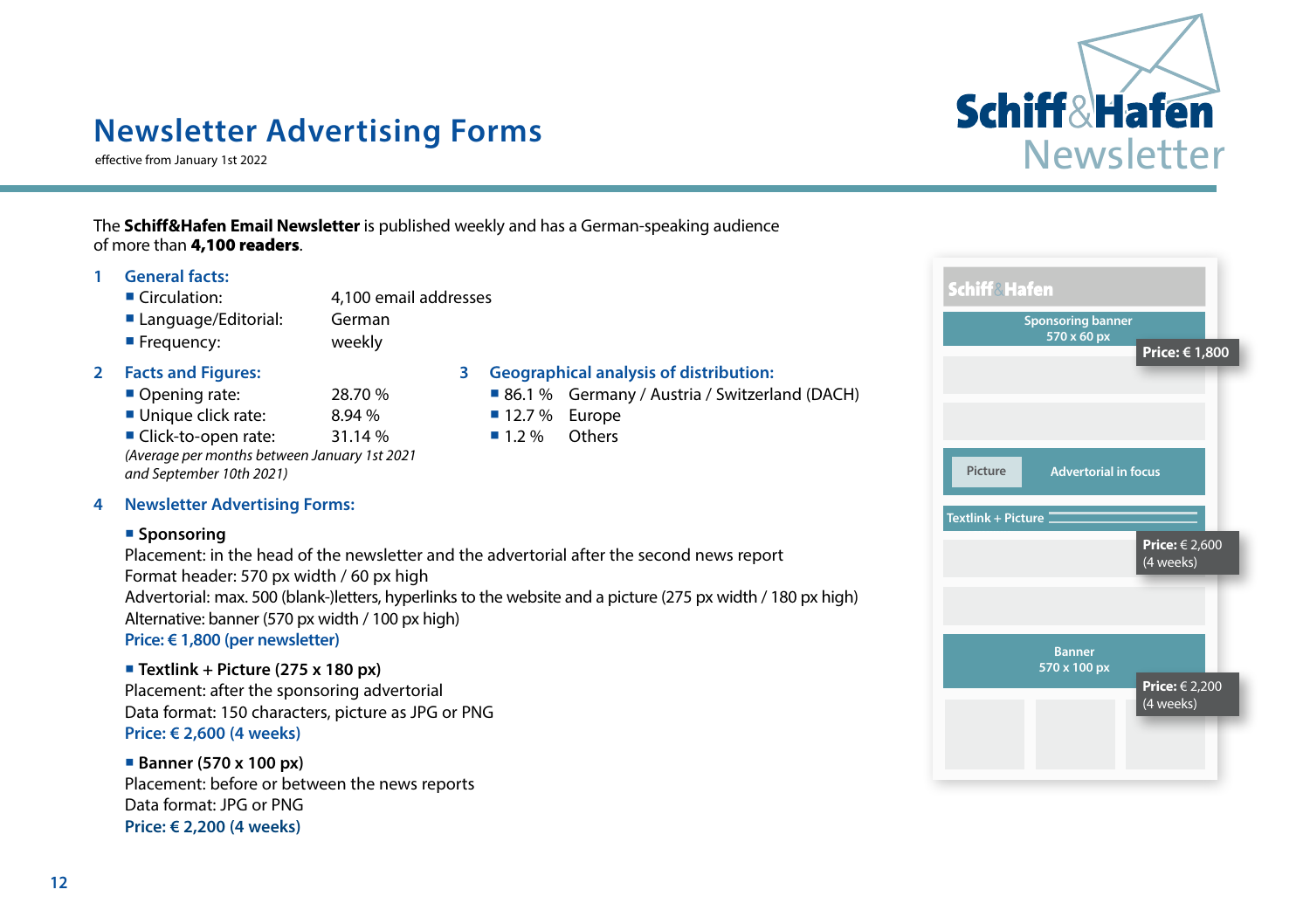# Newsletter Advertising Forms

effective from January 1st 2022

The **Schiff&Hafen Email Newsletter** is published weekly and has a German-speaking audience of more than **4,100 readers**.

## 1 General facts:

- Circulation: 4,100 email addresses
- Language/Editorial: German
- Frequency: weekly

## 2 Facts and Figures:

- Opening rate: 28.70 %
- Unique click rate: 8.94 %
- Click-to-open rate: 31.14 %

*(Average per months between January 1st 2021 and September 10th 2021)*

## 3 Geographical analysis of distribution:

- 86.1 % Germany / Austria / Switzerland (DACH)
- 12.7 % Europe
- 1.2 % Others

## 4 Newsletter Advertising Forms:

- **Sponsoring**

Placement: in the head of the newsletter and the advertorial after the second news report
Format header: 570 px width / 60 px high
Advertorial: max. 500 (blank-)letters, hyperlinks to the website and a picture (275 px width / 180 px high)
Alternative: banner (570 px width / 100 px high)
**Price: € 1,800 (per newsletter)**

- **Textlink + Picture (275 x 180 px)**

Placement: after the sponsoring advertorial
Data format: 150 characters, picture as JPG or PNG
**Price: € 2,600 (4 weeks)**

- **Banner (570 x 100 px)**

Placement: before or between the news reports
Data format: JPG or PNG
**Price: € 2,200 (4 weeks)**

Schiff&Hafen

Sponsoring banner 570 x 60 px — **Price:** € 1,800

Picture — Advertorial in focus

Textlink + Picture — **Price:** € 2,600 (4 weeks)

Banner 570 x 100 px — **Price:** € 2,200 (4 weeks)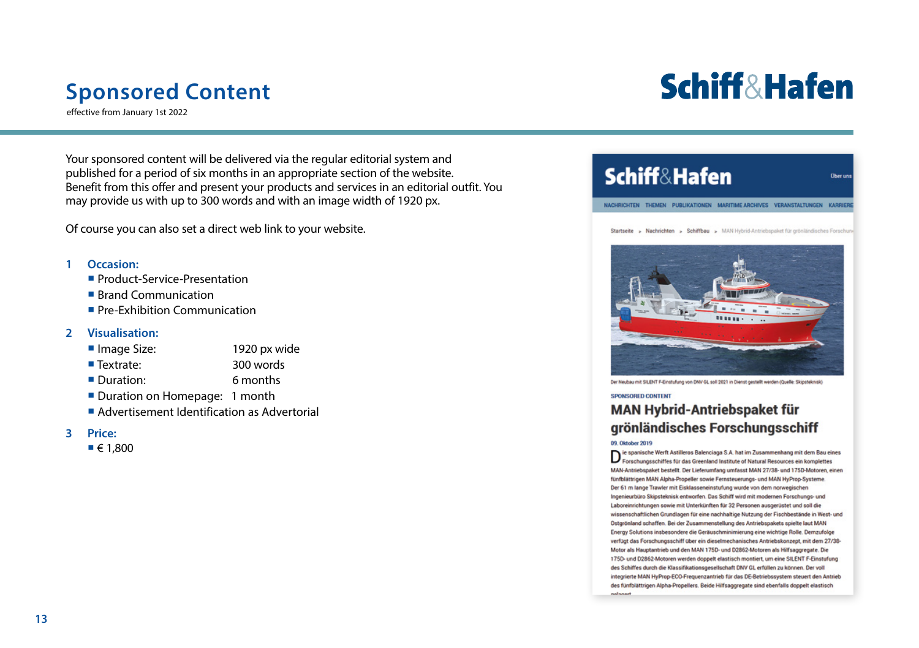# Sponsored Content

effective from January 1st 2022

Your sponsored content will be delivered via the regular editorial system and published for a period of six months in an appropriate section of the website. Benefit from this offer and present your products and services in an editorial outfit. You may provide us with up to 300 words and with an image width of 1920 px.

Of course you can also set a direct web link to your website.

## 1 Occasion:

- Product-Service-Presentation
- Brand Communication
- Pre-Exhibition Communication

## 2 Visualisation:

- Image Size: 1920 px wide
- Textrate: 300 words
- Duration: 6 months
- Duration on Homepage: 1 month
- Advertisement Identification as Advertorial

## 3 Price:

- € 1,800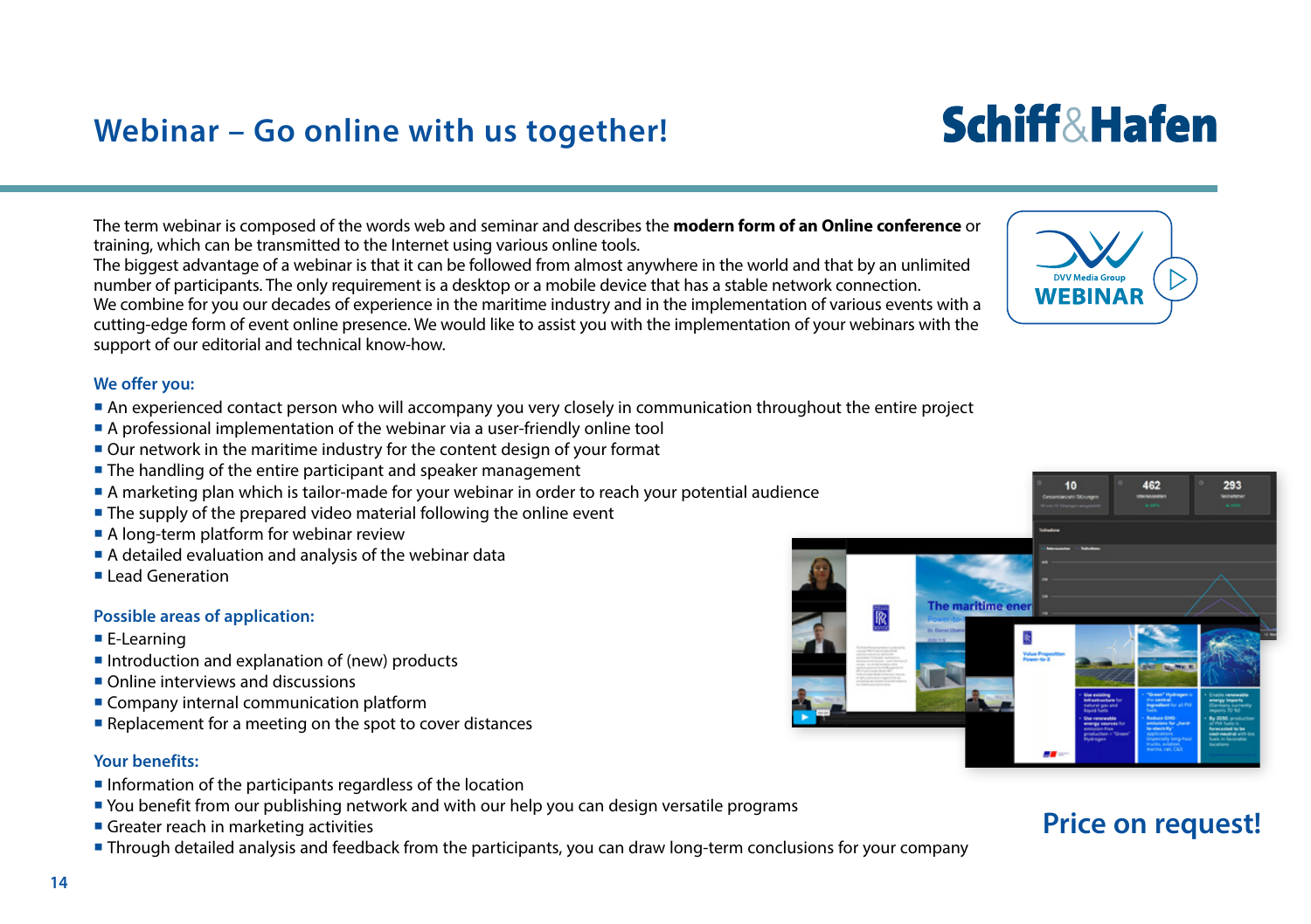# Webinar – Go online with us together!

Schiff&Hafen

The term webinar is composed of the words web and seminar and describes the **modern form of an Online conference** or training, which can be transmitted to the Internet using various online tools.
The biggest advantage of a webinar is that it can be followed from almost anywhere in the world and that by an unlimited number of participants. The only requirement is a desktop or a mobile device that has a stable network connection.
We combine for you our decades of experience in the maritime industry and in the implementation of various events with a cutting-edge form of event online presence. We would like to assist you with the implementation of your webinars with the support of our editorial and technical know-how.

DVV Media Group WEBINAR

### We offer you:

- An experienced contact person who will accompany you very closely in communication throughout the entire project
- A professional implementation of the webinar via a user-friendly online tool
- Our network in the maritime industry for the content design of your format
- The handling of the entire participant and speaker management
- A marketing plan which is tailor-made for your webinar in order to reach your potential audience
- The supply of the prepared video material following the online event
- A long-term platform for webinar review
- A detailed evaluation and analysis of the webinar data
- Lead Generation

### Possible areas of application:

- E-Learning
- Introduction and explanation of (new) products
- Online interviews and discussions
- Company internal communication platform
- Replacement for a meeting on the spot to cover distances

### Your benefits:

- Information of the participants regardless of the location
- You benefit from our publishing network and with our help you can design versatile programs
- Greater reach in marketing activities
- Through detailed analysis and feedback from the participants, you can draw long-term conclusions for your company

## Price on request!